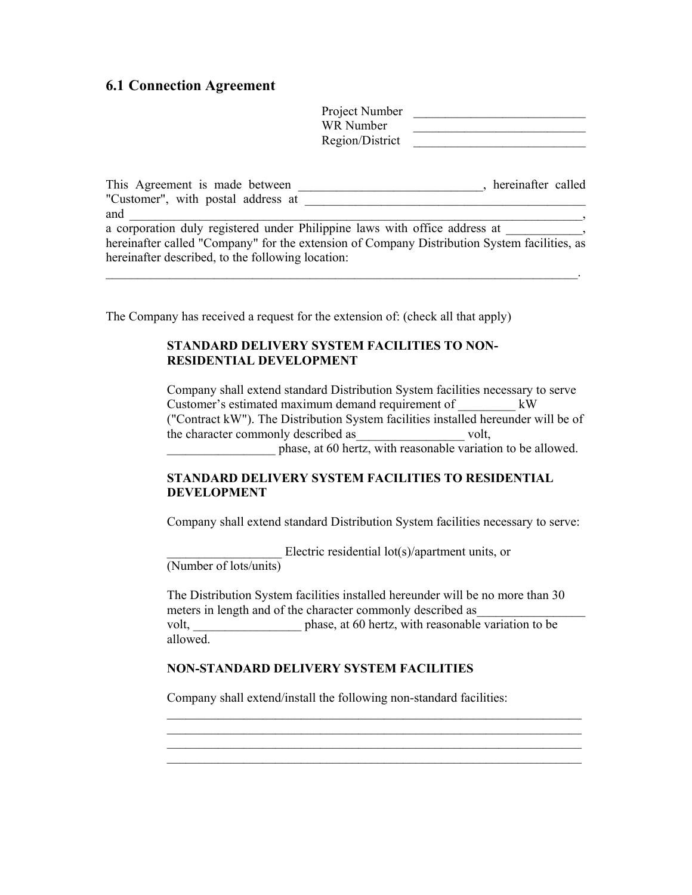## 6.1 Connection Agreement

Project Number ___________________________
WR Number ___________________________
Region/District ___________________________

This Agreement is made between ____________________________, hereinafter called "Customer", with postal address at _____________________________________________ and _____________________________________________________________________, a corporation duly registered under Philippine laws with office address at ____________, hereinafter called "Company" for the extension of Company Distribution System facilities, as hereinafter described, to the following location:
_____________________________________________________________________________.

The Company has received a request for the extension of: (check all that apply)

**STANDARD DELIVERY SYSTEM FACILITIES TO NON-RESIDENTIAL DEVELOPMENT**

Company shall extend standard Distribution System facilities necessary to serve Customer's estimated maximum demand requirement of _________ kW ("Contract kW"). The Distribution System facilities installed hereunder will be of the character commonly described as_________________ volt, _________________ phase, at 60 hertz, with reasonable variation to be allowed.

**STANDARD DELIVERY SYSTEM FACILITIES TO RESIDENTIAL DEVELOPMENT**

Company shall extend standard Distribution System facilities necessary to serve:

__________________ Electric residential lot(s)/apartment units, or
(Number of lots/units)

The Distribution System facilities installed hereunder will be no more than 30 meters in length and of the character commonly described as_________________ volt, _________________ phase, at 60 hertz, with reasonable variation to be allowed.

**NON-STANDARD DELIVERY SYSTEM FACILITIES**

Company shall extend/install the following non-standard facilities:
______________________________________________________________________
______________________________________________________________________
______________________________________________________________________
______________________________________________________________________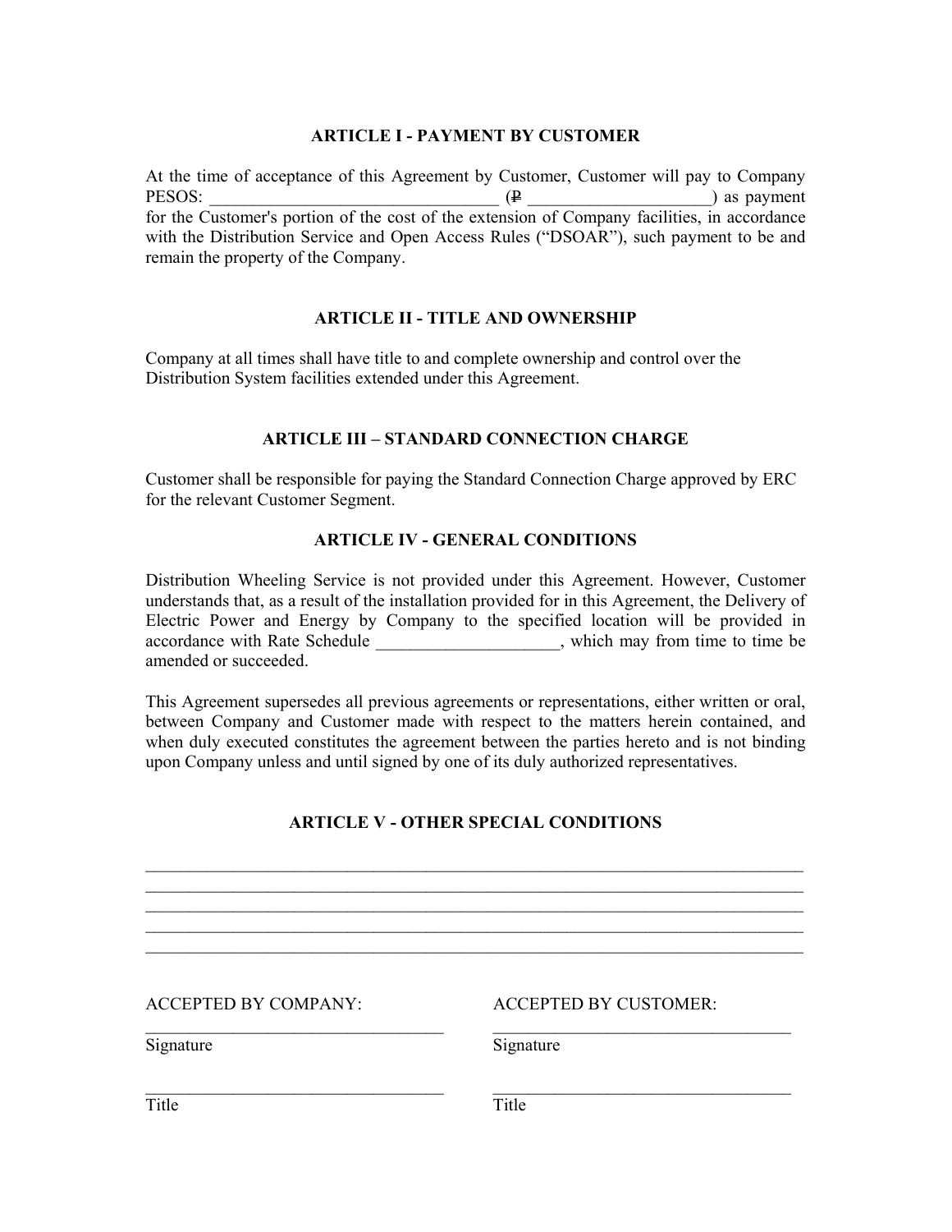## ARTICLE I - PAYMENT BY CUSTOMER

At the time of acceptance of this Agreement by Customer, Customer will pay to Company PESOS: _________________________________ (₱ _____________________) as payment for the Customer's portion of the cost of the extension of Company facilities, in accordance with the Distribution Service and Open Access Rules ("DSOAR"), such payment to be and remain the property of the Company.

## ARTICLE II - TITLE AND OWNERSHIP

Company at all times shall have title to and complete ownership and control over the Distribution System facilities extended under this Agreement.

## ARTICLE III – STANDARD CONNECTION CHARGE

Customer shall be responsible for paying the Standard Connection Charge approved by ERC for the relevant Customer Segment.

## ARTICLE IV - GENERAL CONDITIONS

Distribution Wheeling Service is not provided under this Agreement. However, Customer understands that, as a result of the installation provided for in this Agreement, the Delivery of Electric Power and Energy by Company to the specified location will be provided in accordance with Rate Schedule _____________________, which may from time to time be amended or succeeded.

This Agreement supersedes all previous agreements or representations, either written or oral, between Company and Customer made with respect to the matters herein contained, and when duly executed constitutes the agreement between the parties hereto and is not binding upon Company unless and until signed by one of its duly authorized representatives.

## ARTICLE V - OTHER SPECIAL CONDITIONS

_____________________________________________________________________________
_____________________________________________________________________________
_____________________________________________________________________________
_____________________________________________________________________________
_____________________________________________________________________________

| ACCEPTED BY COMPANY: | ACCEPTED BY CUSTOMER: |
|---|---|
| ___________________________________ | ___________________________________ |
| Signature | Signature |
| ___________________________________ | ___________________________________ |
| Title | Title |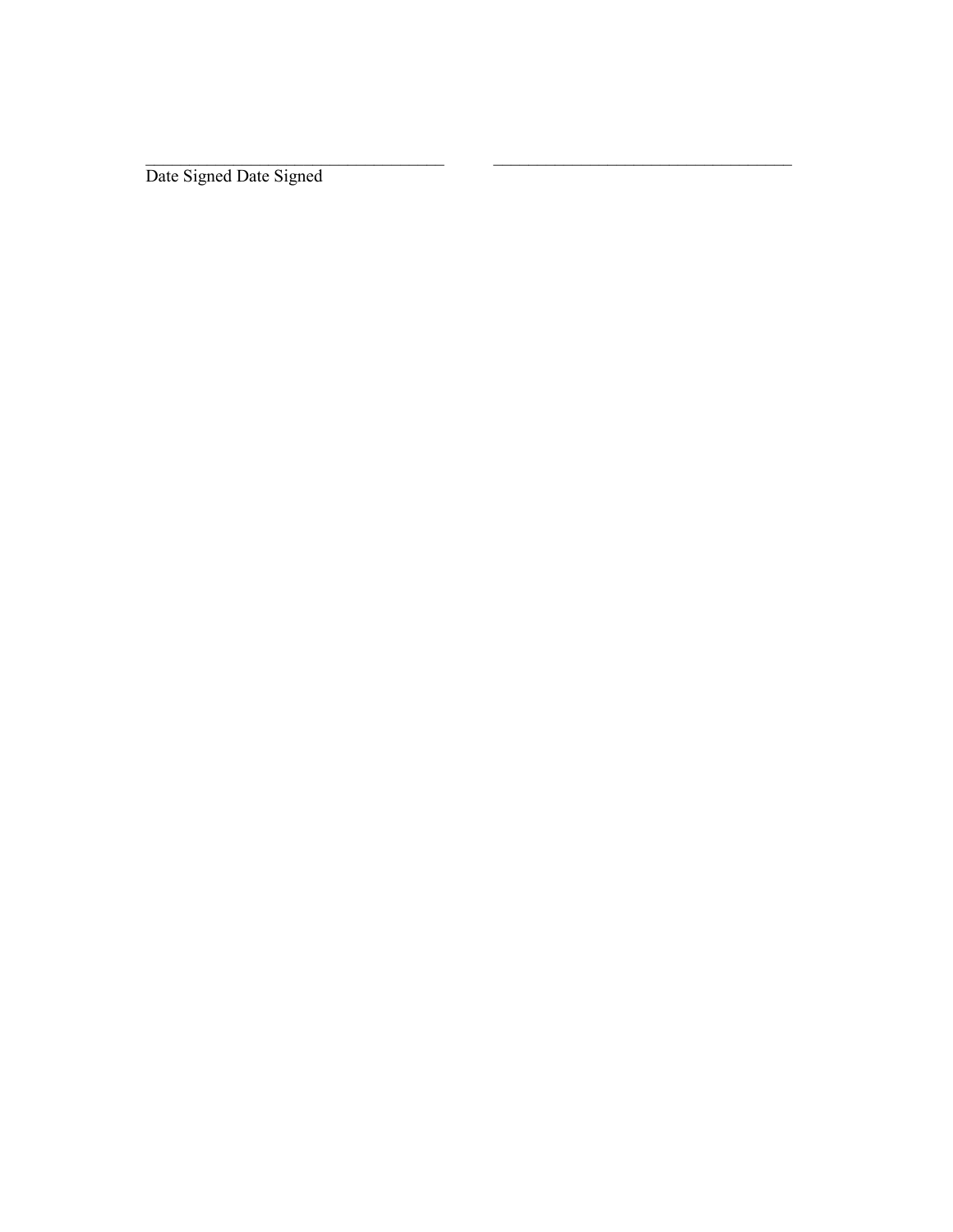\_\_\_\_\_\_\_\_\_\_\_\_\_\_\_\_\_\_\_\_\_\_\_\_\_\_\_\_\_\_\_\_\_\_\_ \_\_\_\_\_\_\_\_\_\_\_\_\_\_\_\_\_\_\_\_\_\_\_\_\_\_\_\_\_\_\_\_\_\_\_

Date Signed Date Signed